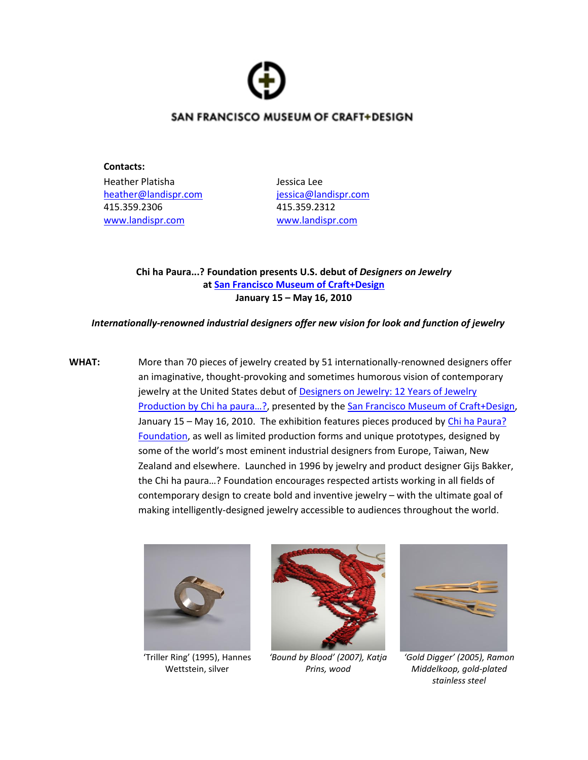SAN FRANCISCO MUSEUM OF CRAFT+DESIGN

**Contacts:**

Heather Platisha
heather@landispr.com
415.359.2306
www.landispr.com

Jessica Lee
jessica@landispr.com
415.359.2312
www.landispr.com

**Chi ha Paura...? Foundation presents U.S. debut of *Designers on Jewelry***
**at San Francisco Museum of Craft+Design**
**January 15 – May 16, 2010**

***Internationally-renowned industrial designers offer new vision for look and function of jewelry***

**WHAT:** More than 70 pieces of jewelry created by 51 internationally-renowned designers offer an imaginative, thought-provoking and sometimes humorous vision of contemporary jewelry at the United States debut of Designers on Jewelry: 12 Years of Jewelry Production by Chi ha paura…?, presented by the San Francisco Museum of Craft+Design, January 15 – May 16, 2010. The exhibition features pieces produced by Chi ha Paura? Foundation, as well as limited production forms and unique prototypes, designed by some of the world's most eminent industrial designers from Europe, Taiwan, New Zealand and elsewhere. Launched in 1996 by jewelry and product designer Gijs Bakker, the Chi ha paura…? Foundation encourages respected artists working in all fields of contemporary design to create bold and inventive jewelry – with the ultimate goal of making intelligently-designed jewelry accessible to audiences throughout the world.

'Triller Ring' (1995), Hannes Wettstein, silver

*'Bound by Blood' (2007), Katja Prins, wood*

*'Gold Digger' (2005), Ramon Middelkoop, gold-plated stainless steel*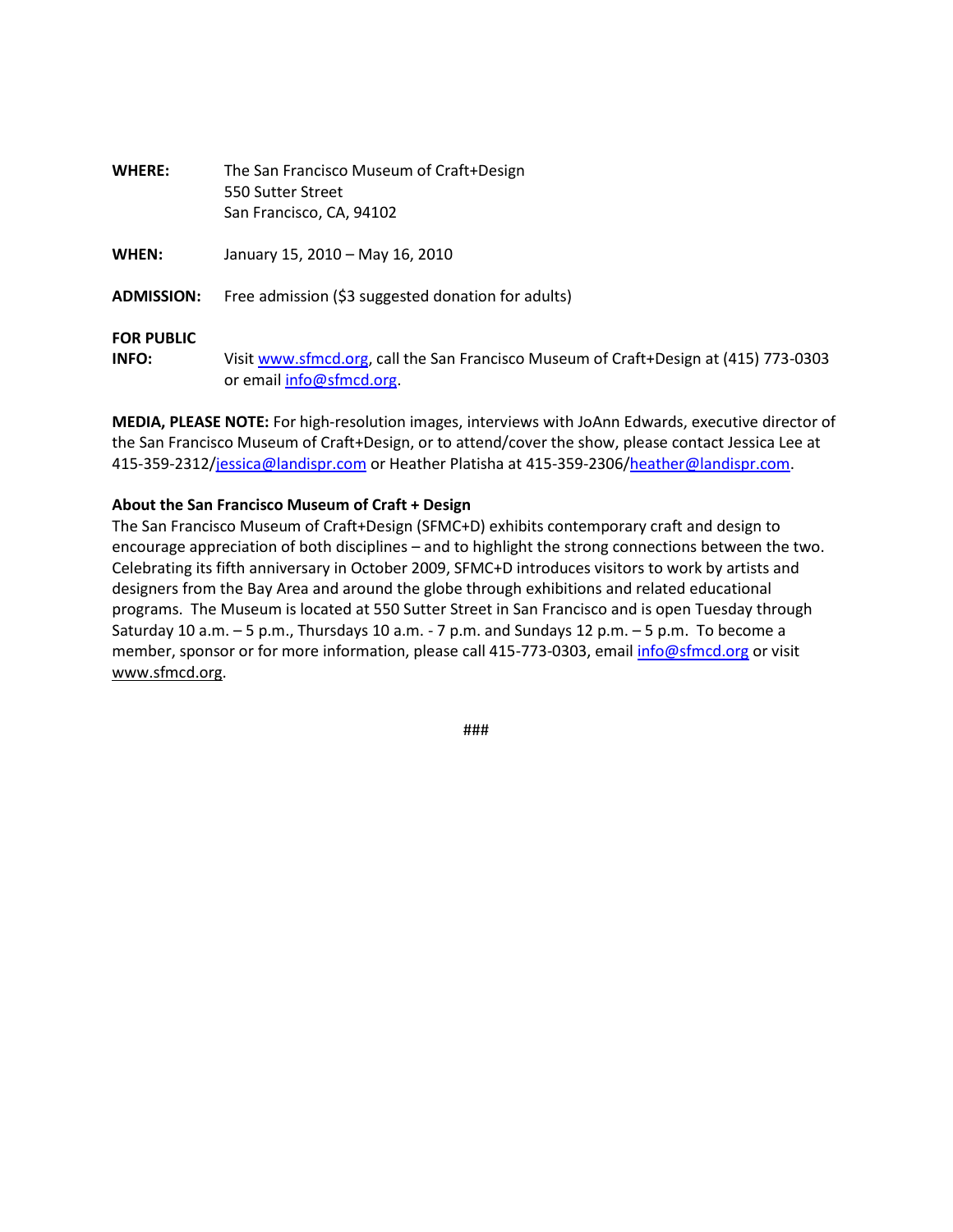**WHERE:** The San Francisco Museum of Craft+Design
550 Sutter Street
San Francisco, CA, 94102

**WHEN:** January 15, 2010 – May 16, 2010

**ADMISSION:** Free admission ($3 suggested donation for adults)

**FOR PUBLIC INFO:** Visit www.sfmcd.org, call the San Francisco Museum of Craft+Design at (415) 773-0303 or email info@sfmcd.org.

**MEDIA, PLEASE NOTE:** For high-resolution images, interviews with JoAnn Edwards, executive director of the San Francisco Museum of Craft+Design, or to attend/cover the show, please contact Jessica Lee at 415-359-2312/jessica@landispr.com or Heather Platisha at 415-359-2306/heather@landispr.com.

**About the San Francisco Museum of Craft + Design**

The San Francisco Museum of Craft+Design (SFMC+D) exhibits contemporary craft and design to encourage appreciation of both disciplines – and to highlight the strong connections between the two. Celebrating its fifth anniversary in October 2009, SFMC+D introduces visitors to work by artists and designers from the Bay Area and around the globe through exhibitions and related educational programs. The Museum is located at 550 Sutter Street in San Francisco and is open Tuesday through Saturday 10 a.m. – 5 p.m., Thursdays 10 a.m. - 7 p.m. and Sundays 12 p.m. – 5 p.m. To become a member, sponsor or for more information, please call 415-773-0303, email info@sfmcd.org or visit www.sfmcd.org.

###